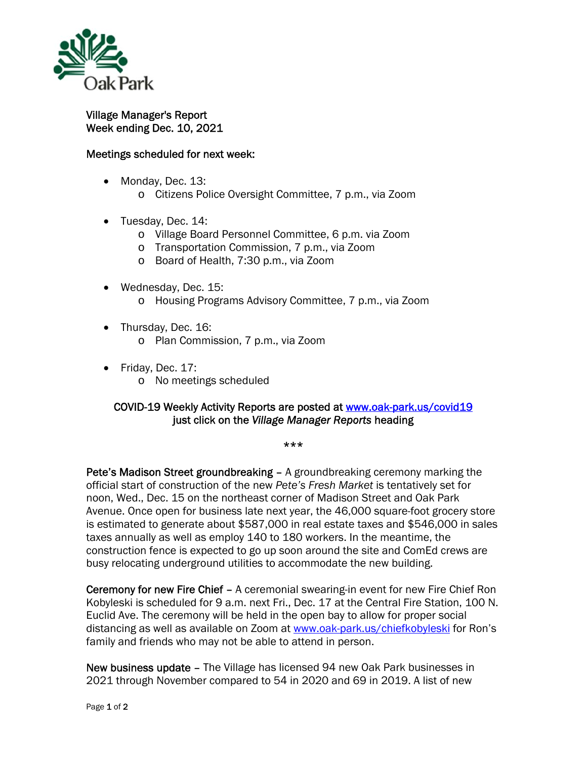Oak Park

Village Manager's Report
Week ending Dec. 10, 2021

Meetings scheduled for next week:

- Monday, Dec. 13:
  - Citizens Police Oversight Committee, 7 p.m., via Zoom
- Tuesday, Dec. 14:
  - Village Board Personnel Committee, 6 p.m. via Zoom
  - Transportation Commission, 7 p.m., via Zoom
  - Board of Health, 7:30 p.m., via Zoom
- Wednesday, Dec. 15:
  - Housing Programs Advisory Committee, 7 p.m., via Zoom
- Thursday, Dec. 16:
  - Plan Commission, 7 p.m., via Zoom
- Friday, Dec. 17:
  - No meetings scheduled

COVID-19 Weekly Activity Reports are posted at [www.oak-park.us/covid19](www.oak-park.us/covid19) just click on the *Village Manager Reports* heading

***

**Pete's Madison Street groundbreaking** – A groundbreaking ceremony marking the official start of construction of the new *Pete's Fresh Market* is tentatively set for noon, Wed., Dec. 15 on the northeast corner of Madison Street and Oak Park Avenue. Once open for business late next year, the 46,000 square-foot grocery store is estimated to generate about $587,000 in real estate taxes and $546,000 in sales taxes annually as well as employ 140 to 180 workers. In the meantime, the construction fence is expected to go up soon around the site and ComEd crews are busy relocating underground utilities to accommodate the new building.

**Ceremony for new Fire Chief** – A ceremonial swearing-in event for new Fire Chief Ron Kobyleski is scheduled for 9 a.m. next Fri., Dec. 17 at the Central Fire Station, 100 N. Euclid Ave. The ceremony will be held in the open bay to allow for proper social distancing as well as available on Zoom at [www.oak-park.us/chiefkobyleski](www.oak-park.us/chiefkobyleski) for Ron's family and friends who may not be able to attend in person.

**New business update** – The Village has licensed 94 new Oak Park businesses in 2021 through November compared to 54 in 2020 and 69 in 2019. A list of new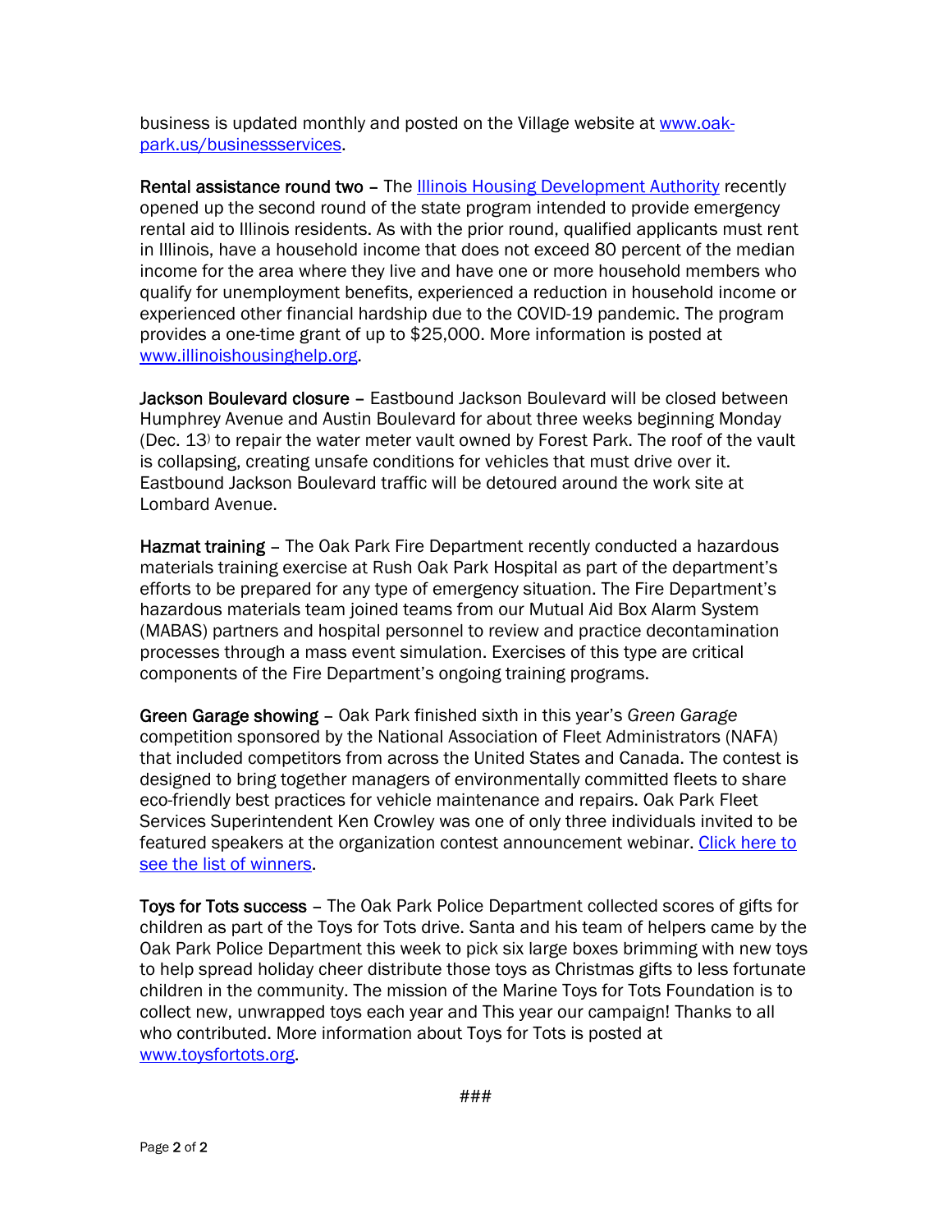business is updated monthly and posted on the Village website at [www.oak-park.us/businessservices](www.oak-park.us/businessservices).

**Rental assistance round two** – The [Illinois Housing Development Authority](#) recently opened up the second round of the state program intended to provide emergency rental aid to Illinois residents. As with the prior round, qualified applicants must rent in Illinois, have a household income that does not exceed 80 percent of the median income for the area where they live and have one or more household members who qualify for unemployment benefits, experienced a reduction in household income or experienced other financial hardship due to the COVID-19 pandemic. The program provides a one-time grant of up to $25,000. More information is posted at [www.illinoishousinghelp.org](www.illinoishousinghelp.org).

**Jackson Boulevard closure** – Eastbound Jackson Boulevard will be closed between Humphrey Avenue and Austin Boulevard for about three weeks beginning Monday (Dec. 13) to repair the water meter vault owned by Forest Park. The roof of the vault is collapsing, creating unsafe conditions for vehicles that must drive over it. Eastbound Jackson Boulevard traffic will be detoured around the work site at Lombard Avenue.

**Hazmat training** – The Oak Park Fire Department recently conducted a hazardous materials training exercise at Rush Oak Park Hospital as part of the department's efforts to be prepared for any type of emergency situation. The Fire Department's hazardous materials team joined teams from our Mutual Aid Box Alarm System (MABAS) partners and hospital personnel to review and practice decontamination processes through a mass event simulation. Exercises of this type are critical components of the Fire Department's ongoing training programs.

**Green Garage showing** – Oak Park finished sixth in this year's *Green Garage* competition sponsored by the National Association of Fleet Administrators (NAFA) that included competitors from across the United States and Canada. The contest is designed to bring together managers of environmentally committed fleets to share eco-friendly best practices for vehicle maintenance and repairs. Oak Park Fleet Services Superintendent Ken Crowley was one of only three individuals invited to be featured speakers at the organization contest announcement webinar. [Click here to see the list of winners](#).

**Toys for Tots success** – The Oak Park Police Department collected scores of gifts for children as part of the Toys for Tots drive. Santa and his team of helpers came by the Oak Park Police Department this week to pick six large boxes brimming with new toys to help spread holiday cheer distribute those toys as Christmas gifts to less fortunate children in the community. The mission of the Marine Toys for Tots Foundation is to collect new, unwrapped toys each year and This year our campaign! Thanks to all who contributed. More information about Toys for Tots is posted at [www.toysfortots.org](www.toysfortots.org).

###